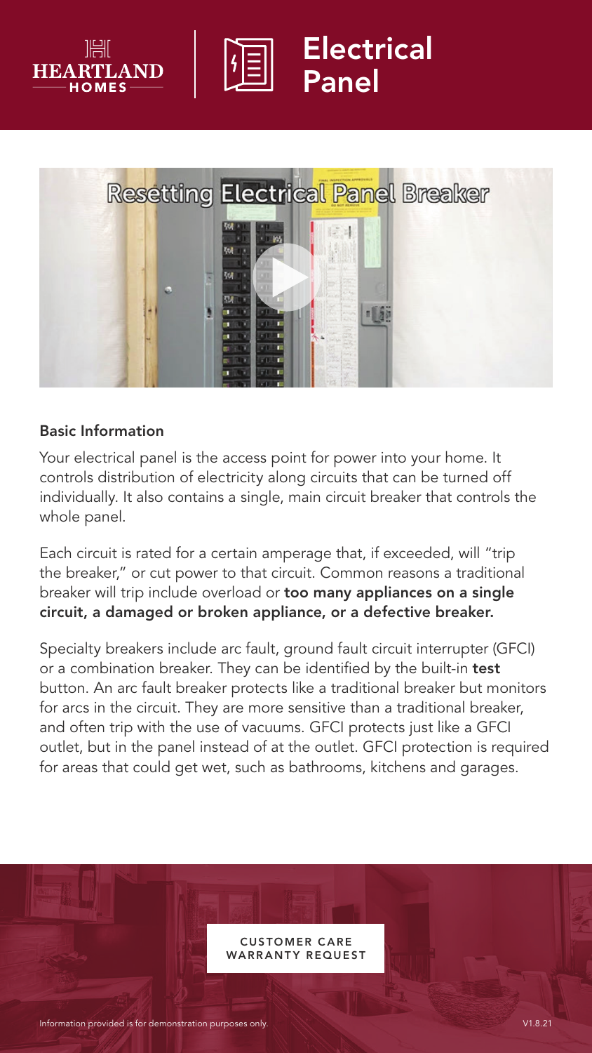HEARTLAND HOMES

# Electrical Panel

Resetting Electrical Panel Breaker

### Basic Information

Your electrical panel is the access point for power into your home. It controls distribution of electricity along circuits that can be turned off individually. It also contains a single, main circuit breaker that controls the whole panel.

Each circuit is rated for a certain amperage that, if exceeded, will "trip the breaker," or cut power to that circuit. Common reasons a traditional breaker will trip include overload or **too many appliances on a single circuit, a damaged or broken appliance, or a defective breaker.**

Specialty breakers include arc fault, ground fault circuit interrupter (GFCI) or a combination breaker. They can be identified by the built-in **test** button. An arc fault breaker protects like a traditional breaker but monitors for arcs in the circuit. They are more sensitive than a traditional breaker, and often trip with the use of vacuums. GFCI protects just like a GFCI outlet, but in the panel instead of at the outlet. GFCI protection is required for areas that could get wet, such as bathrooms, kitchens and garages.

CUSTOMER CARE
WARRANTY REQUEST

Information provided is for demonstration purposes only.

V1.8.21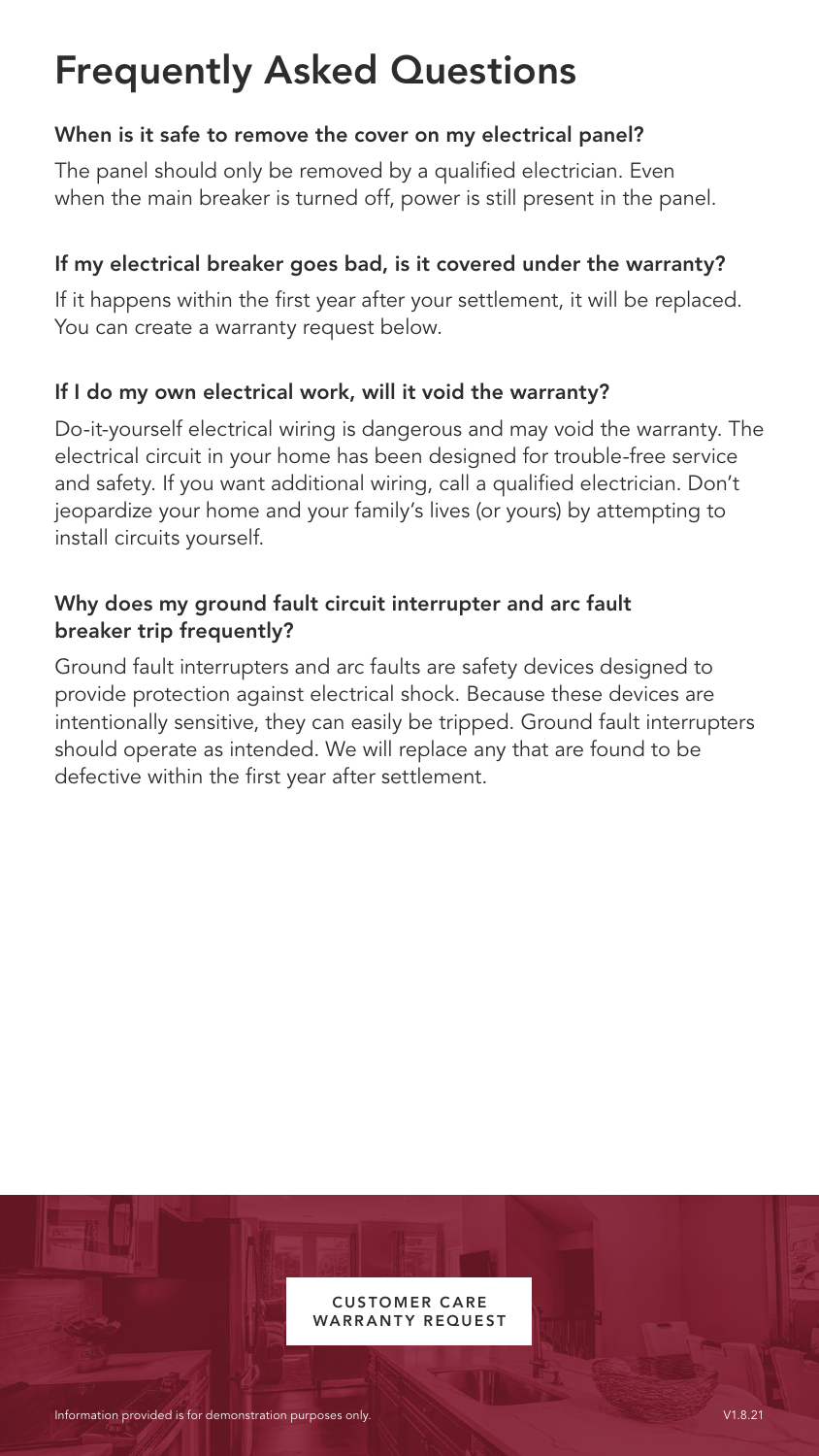# Frequently Asked Questions

### When is it safe to remove the cover on my electrical panel?

The panel should only be removed by a qualified electrician. Even when the main breaker is turned off, power is still present in the panel.

### If my electrical breaker goes bad, is it covered under the warranty?

If it happens within the first year after your settlement, it will be replaced. You can create a warranty request below.

### If I do my own electrical work, will it void the warranty?

Do-it-yourself electrical wiring is dangerous and may void the warranty. The electrical circuit in your home has been designed for trouble-free service and safety. If you want additional wiring, call a qualified electrician. Don't jeopardize your home and your family's lives (or yours) by attempting to install circuits yourself.

### Why does my ground fault circuit interrupter and arc fault breaker trip frequently?

Ground fault interrupters and arc faults are safety devices designed to provide protection against electrical shock. Because these devices are intentionally sensitive, they can easily be tripped. Ground fault interrupters should operate as intended. We will replace any that are found to be defective within the first year after settlement.

CUSTOMER CARE
WARRANTY REQUEST

Information provided is for demonstration purposes only.

V1.8.21